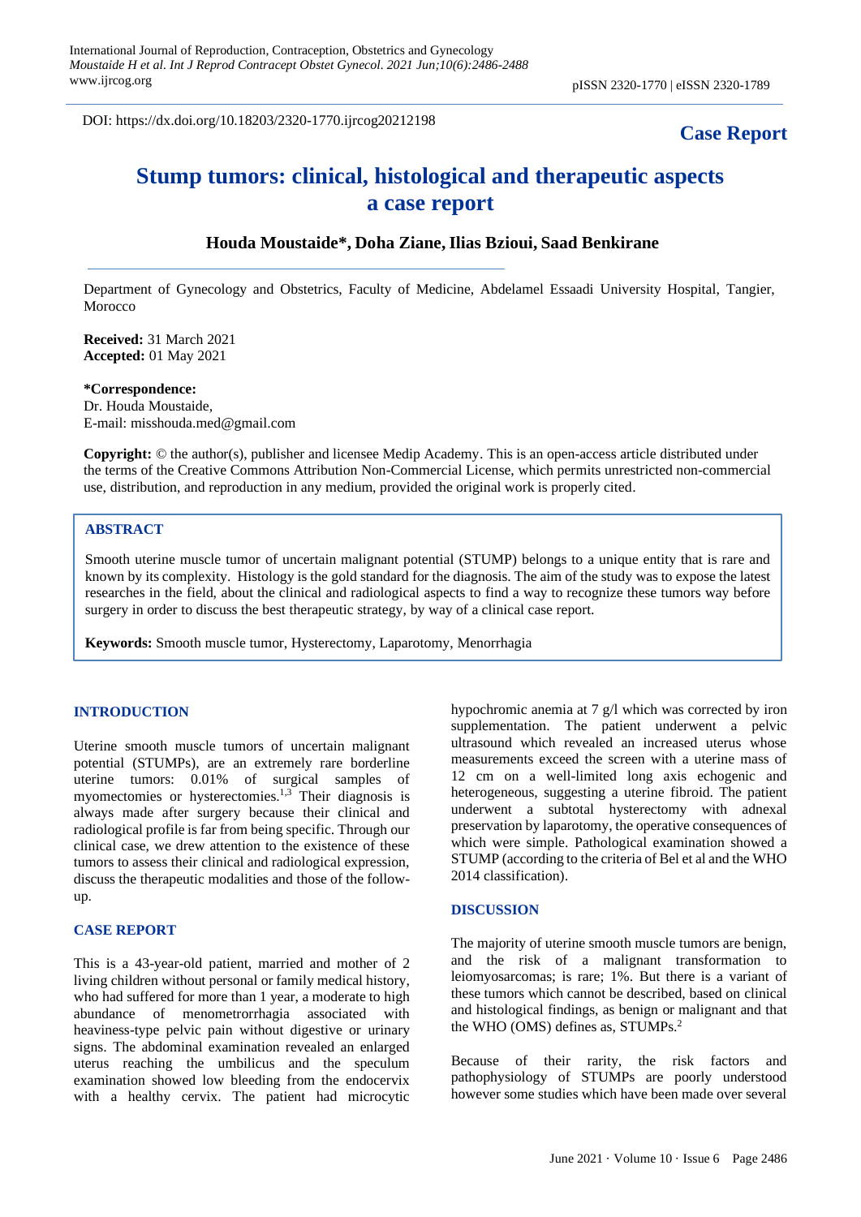DOI: https://dx.doi.org/10.18203/2320-1770.ijrcog20212198

**Case Report**

# Stump tumors: clinical, histological and therapeutic aspects a case report

**Houda Moustaide\*, Doha Ziane, Ilias Bzioui, Saad Benkirane**

Department of Gynecology and Obstetrics, Faculty of Medicine, Abdelamel Essaadi University Hospital, Tangier, Morocco

**Received:** 31 March 2021
**Accepted:** 01 May 2021

**\*Correspondence:**
Dr. Houda Moustaide,
E-mail: misshouda.med@gmail.com

**Copyright:** © the author(s), publisher and licensee Medip Academy. This is an open-access article distributed under the terms of the Creative Commons Attribution Non-Commercial License, which permits unrestricted non-commercial use, distribution, and reproduction in any medium, provided the original work is properly cited.

## ABSTRACT

Smooth uterine muscle tumor of uncertain malignant potential (STUMP) belongs to a unique entity that is rare and known by its complexity. Histology is the gold standard for the diagnosis. The aim of the study was to expose the latest researches in the field, about the clinical and radiological aspects to find a way to recognize these tumors way before surgery in order to discuss the best therapeutic strategy, by way of a clinical case report.

**Keywords:** Smooth muscle tumor, Hysterectomy, Laparotomy, Menorrhagia

## INTRODUCTION

Uterine smooth muscle tumors of uncertain malignant potential (STUMPs), are an extremely rare borderline uterine tumors: 0.01% of surgical samples of myomectomies or hysterectomies.[1,3] Their diagnosis is always made after surgery because their clinical and radiological profile is far from being specific. Through our clinical case, we drew attention to the existence of these tumors to assess their clinical and radiological expression, discuss the therapeutic modalities and those of the follow-up.

## CASE REPORT

This is a 43-year-old patient, married and mother of 2 living children without personal or family medical history, who had suffered for more than 1 year, a moderate to high abundance of menometrorrhagia associated with heaviness-type pelvic pain without digestive or urinary signs. The abdominal examination revealed an enlarged uterus reaching the umbilicus and the speculum examination showed low bleeding from the endocervix with a healthy cervix. The patient had microcytic hypochromic anemia at 7 g/l which was corrected by iron supplementation. The patient underwent a pelvic ultrasound which revealed an increased uterus whose measurements exceed the screen with a uterine mass of 12 cm on a well-limited long axis echogenic and heterogeneous, suggesting a uterine fibroid. The patient underwent a subtotal hysterectomy with adnexal preservation by laparotomy, the operative consequences of which were simple. Pathological examination showed a STUMP (according to the criteria of Bel et al and the WHO 2014 classification).

## DISCUSSION

The majority of uterine smooth muscle tumors are benign, and the risk of a malignant transformation to leiomyosarcomas; is rare; 1%. But there is a variant of these tumors which cannot be described, based on clinical and histological findings, as benign or malignant and that the WHO (OMS) defines as, STUMPs.[2]

Because of their rarity, the risk factors and pathophysiology of STUMPs are poorly understood however some studies which have been made over several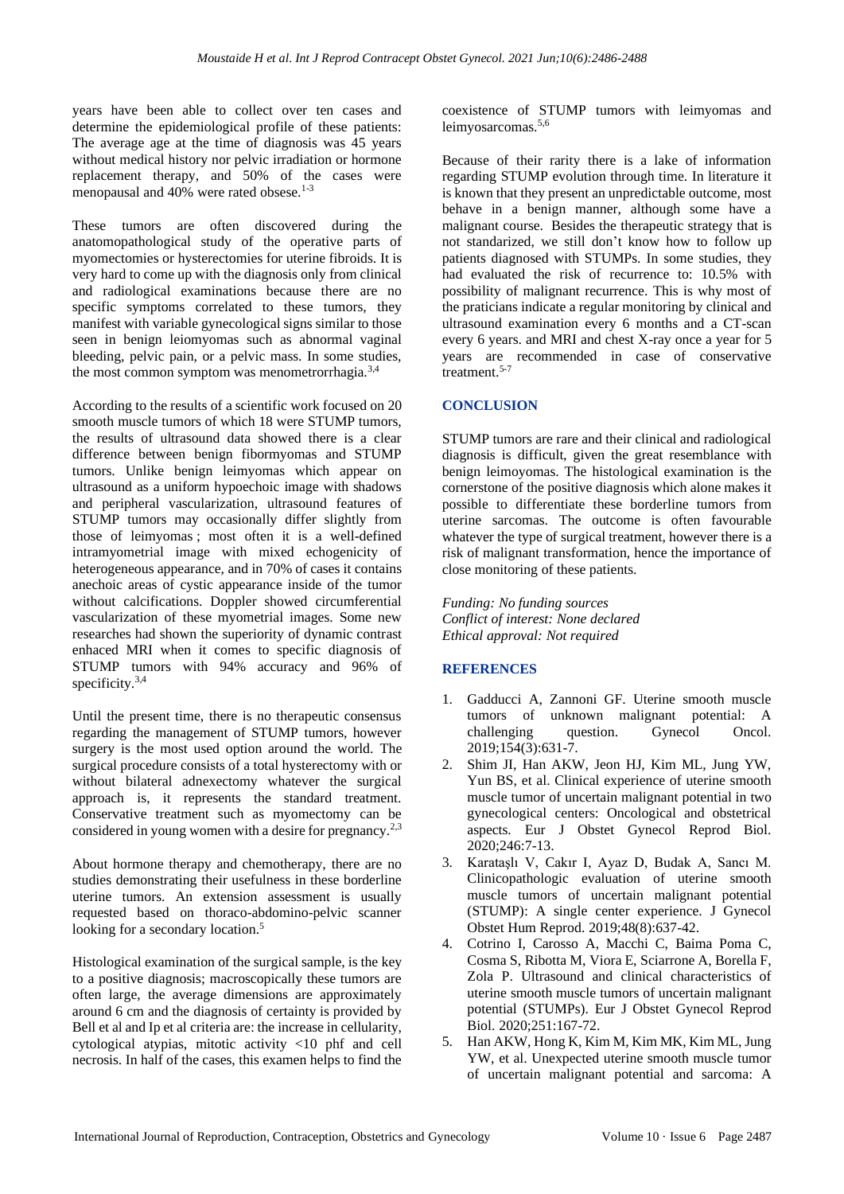years have been able to collect over ten cases and determine the epidemiological profile of these patients: The average age at the time of diagnosis was 45 years without medical history nor pelvic irradiation or hormone replacement therapy, and 50% of the cases were menopausal and 40% were rated obsese.[1-3]

These tumors are often discovered during the anatomopathological study of the operative parts of myomectomies or hysterectomies for uterine fibroids. It is very hard to come up with the diagnosis only from clinical and radiological examinations because there are no specific symptoms correlated to these tumors, they manifest with variable gynecological signs similar to those seen in benign leiomyomas such as abnormal vaginal bleeding, pelvic pain, or a pelvic mass. In some studies, the most common symptom was menometrorrhagia.[3,4]

According to the results of a scientific work focused on 20 smooth muscle tumors of which 18 were STUMP tumors, the results of ultrasound data showed there is a clear difference between benign fibormyomas and STUMP tumors. Unlike benign leimyomas which appear on ultrasound as a uniform hypoechoic image with shadows and peripheral vascularization, ultrasound features of STUMP tumors may occasionally differ slightly from those of leimyomas ; most often it is a well-defined intramyometrial image with mixed echogenicity of heterogeneous appearance, and in 70% of cases it contains anechoic areas of cystic appearance inside of the tumor without calcifications. Doppler showed circumferential vascularization of these myometrial images. Some new researches had shown the superiority of dynamic contrast enhaced MRI when it comes to specific diagnosis of STUMP tumors with 94% accuracy and 96% of specificity.[3,4]

Until the present time, there is no therapeutic consensus regarding the management of STUMP tumors, however surgery is the most used option around the world. The surgical procedure consists of a total hysterectomy with or without bilateral adnexectomy whatever the surgical approach is, it represents the standard treatment. Conservative treatment such as myomectomy can be considered in young women with a desire for pregnancy.[2,3]

About hormone therapy and chemotherapy, there are no studies demonstrating their usefulness in these borderline uterine tumors. An extension assessment is usually requested based on thoraco-abdomino-pelvic scanner looking for a secondary location.[5]

Histological examination of the surgical sample, is the key to a positive diagnosis; macroscopically these tumors are often large, the average dimensions are approximately around 6 cm and the diagnosis of certainty is provided by Bell et al and Ip et al criteria are: the increase in cellularity, cytological atypias, mitotic activity <10 phf and cell necrosis. In half of the cases, this examen helps to find the coexistence of STUMP tumors with leimyomas and leimyosarcomas.[5,6]

Because of their rarity there is a lake of information regarding STUMP evolution through time. In literature it is known that they present an unpredictable outcome, most behave in a benign manner, although some have a malignant course. Besides the therapeutic strategy that is not standarized, we still don't know how to follow up patients diagnosed with STUMPs. In some studies, they had evaluated the risk of recurrence to: 10.5% with possibility of malignant recurrence. This is why most of the praticians indicate a regular monitoring by clinical and ultrasound examination every 6 months and a CT-scan every 6 years. and MRI and chest X-ray once a year for 5 years are recommended in case of conservative treatment.[5-7]

## CONCLUSION

STUMP tumors are rare and their clinical and radiological diagnosis is difficult, given the great resemblance with benign leimoyomas. The histological examination is the cornerstone of the positive diagnosis which alone makes it possible to differentiate these borderline tumors from uterine sarcomas. The outcome is often favourable whatever the type of surgical treatment, however there is a risk of malignant transformation, hence the importance of close monitoring of these patients.

*Funding: No funding sources*
*Conflict of interest: None declared*
*Ethical approval: Not required*

## REFERENCES

1. Gadducci A, Zannoni GF. Uterine smooth muscle tumors of unknown malignant potential: A challenging question. Gynecol Oncol. 2019;154(3):631-7.
2. Shim JI, Han AKW, Jeon HJ, Kim ML, Jung YW, Yun BS, et al. Clinical experience of uterine smooth muscle tumor of uncertain malignant potential in two gynecological centers: Oncological and obstetrical aspects. Eur J Obstet Gynecol Reprod Biol. 2020;246:7-13.
3. Karataşlı V, Cakır I, Ayaz D, Budak A, Sancı M. Clinicopathologic evaluation of uterine smooth muscle tumors of uncertain malignant potential (STUMP): A single center experience. J Gynecol Obstet Hum Reprod. 2019;48(8):637-42.
4. Cotrino I, Carosso A, Macchi C, Baima Poma C, Cosma S, Ribotta M, Viora E, Sciarrone A, Borella F, Zola P. Ultrasound and clinical characteristics of uterine smooth muscle tumors of uncertain malignant potential (STUMPs). Eur J Obstet Gynecol Reprod Biol. 2020;251:167-72.
5. Han AKW, Hong K, Kim M, Kim MK, Kim ML, Jung YW, et al. Unexpected uterine smooth muscle tumor of uncertain malignant potential and sarcoma: A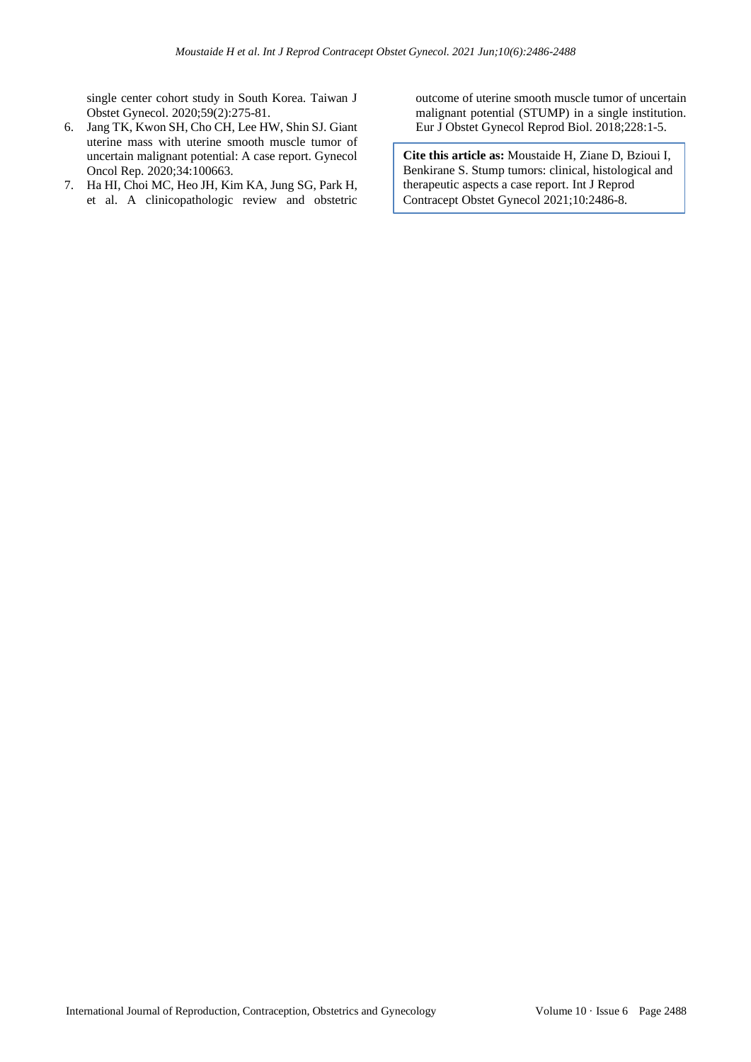single center cohort study in South Korea. Taiwan J Obstet Gynecol. 2020;59(2):275-81.

6. Jang TK, Kwon SH, Cho CH, Lee HW, Shin SJ. Giant uterine mass with uterine smooth muscle tumor of uncertain malignant potential: A case report. Gynecol Oncol Rep. 2020;34:100663.
7. Ha HI, Choi MC, Heo JH, Kim KA, Jung SG, Park H, et al. A clinicopathologic review and obstetric outcome of uterine smooth muscle tumor of uncertain malignant potential (STUMP) in a single institution. Eur J Obstet Gynecol Reprod Biol. 2018;228:1-5.

**Cite this article as:** Moustaide H, Ziane D, Bzioui I, Benkirane S. Stump tumors: clinical, histological and therapeutic aspects a case report. Int J Reprod Contracept Obstet Gynecol 2021;10:2486-8.